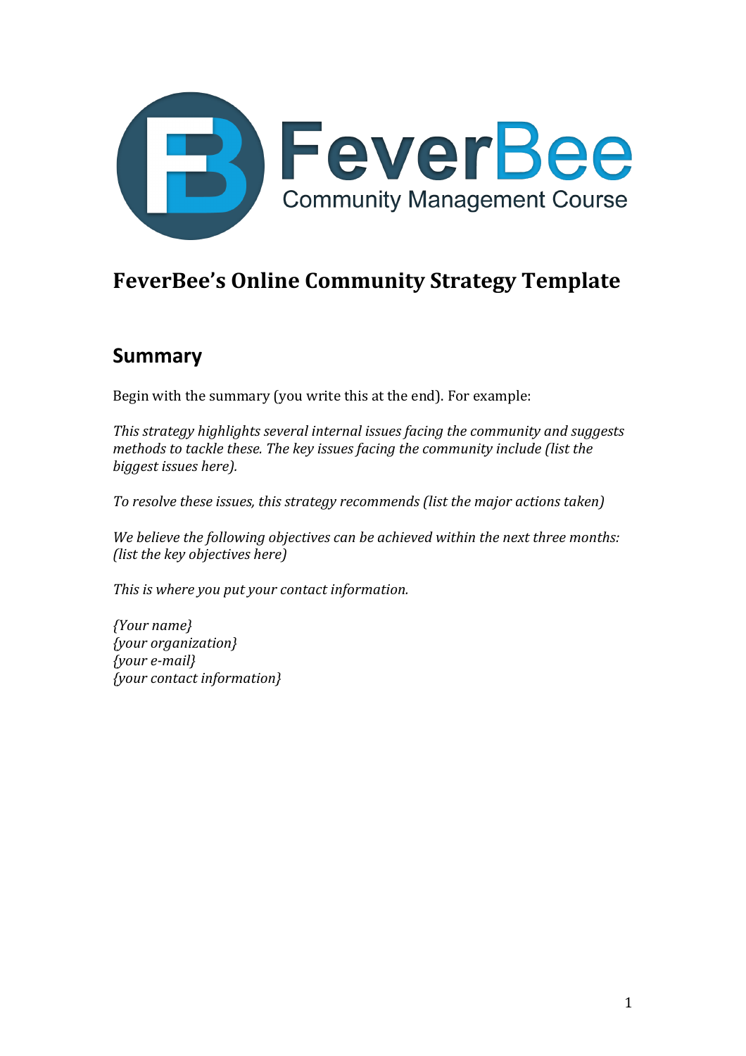FeverBee
Community Management Course

# FeverBee's Online Community Strategy Template

## Summary

Begin with the summary (you write this at the end). For example:

*This strategy highlights several internal issues facing the community and suggests methods to tackle these. The key issues facing the community include (list the biggest issues here).*

*To resolve these issues, this strategy recommends (list the major actions taken)*

*We believe the following objectives can be achieved within the next three months: (list the key objectives here)*

*This is where you put your contact information.*

*{Your name}*
*{your organization}*
*{your e-mail}*
*{your contact information}*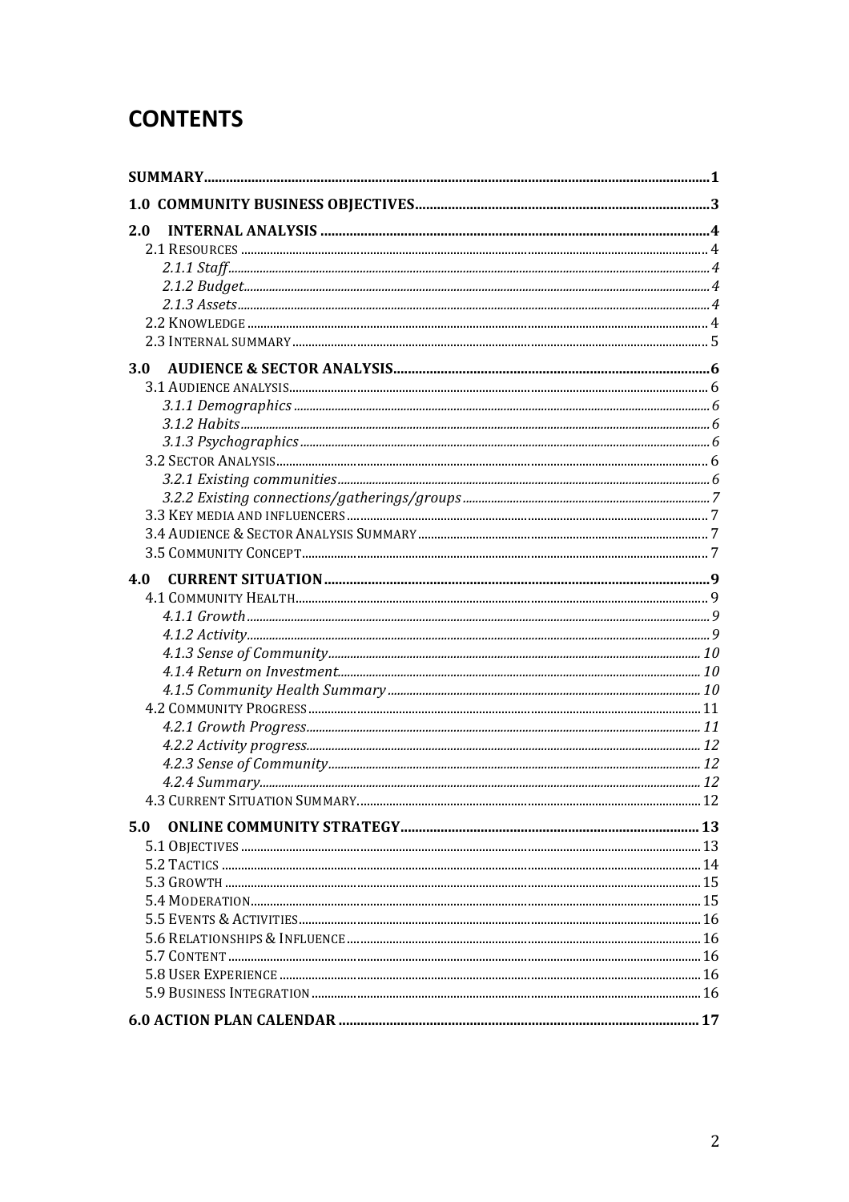# CONTENTS

| | |
|---|---|
| **SUMMARY** | **1** |
| **1.0 COMMUNITY BUSINESS OBJECTIVES** | **3** |
| **2.0 INTERNAL ANALYSIS** | **4** |
| 2.1 Resources | 4 |
| *2.1.1 Staff* | *4* |
| *2.1.2 Budget* | *4* |
| *2.1.3 Assets* | *4* |
| 2.2 Knowledge | 4 |
| 2.3 Internal summary | 5 |
| **3.0 AUDIENCE & SECTOR ANALYSIS** | **6** |
| 3.1 Audience analysis | 6 |
| *3.1.1 Demographics* | *6* |
| *3.1.2 Habits* | *6* |
| *3.1.3 Psychographics* | *6* |
| 3.2 Sector Analysis | 6 |
| *3.2.1 Existing communities* | *6* |
| *3.2.2 Existing connections/gatherings/groups* | *7* |
| 3.3 Key media and influencers | 7 |
| 3.4 Audience & Sector Analysis Summary | 7 |
| 3.5 Community Concept | 7 |
| **4.0 CURRENT SITUATION** | **9** |
| 4.1 Community Health | 9 |
| *4.1.1 Growth* | *9* |
| *4.1.2 Activity* | *9* |
| *4.1.3 Sense of Community* | *10* |
| *4.1.4 Return on Investment* | *10* |
| *4.1.5 Community Health Summary* | *10* |
| 4.2 Community Progress | 11 |
| *4.2.1 Growth Progress* | *11* |
| *4.2.2 Activity progress* | *12* |
| *4.2.3 Sense of Community* | *12* |
| *4.2.4 Summary* | *12* |
| 4.3 Current Situation Summary | 12 |
| **5.0 ONLINE COMMUNITY STRATEGY** | **13** |
| 5.1 Objectives | 13 |
| 5.2 Tactics | 14 |
| 5.3 Growth | 15 |
| 5.4 Moderation | 15 |
| 5.5 Events & Activities | 16 |
| 5.6 Relationships & Influence | 16 |
| 5.7 Content | 16 |
| 5.8 User Experience | 16 |
| 5.9 Business Integration | 16 |
| **6.0 ACTION PLAN CALENDAR** | **17** |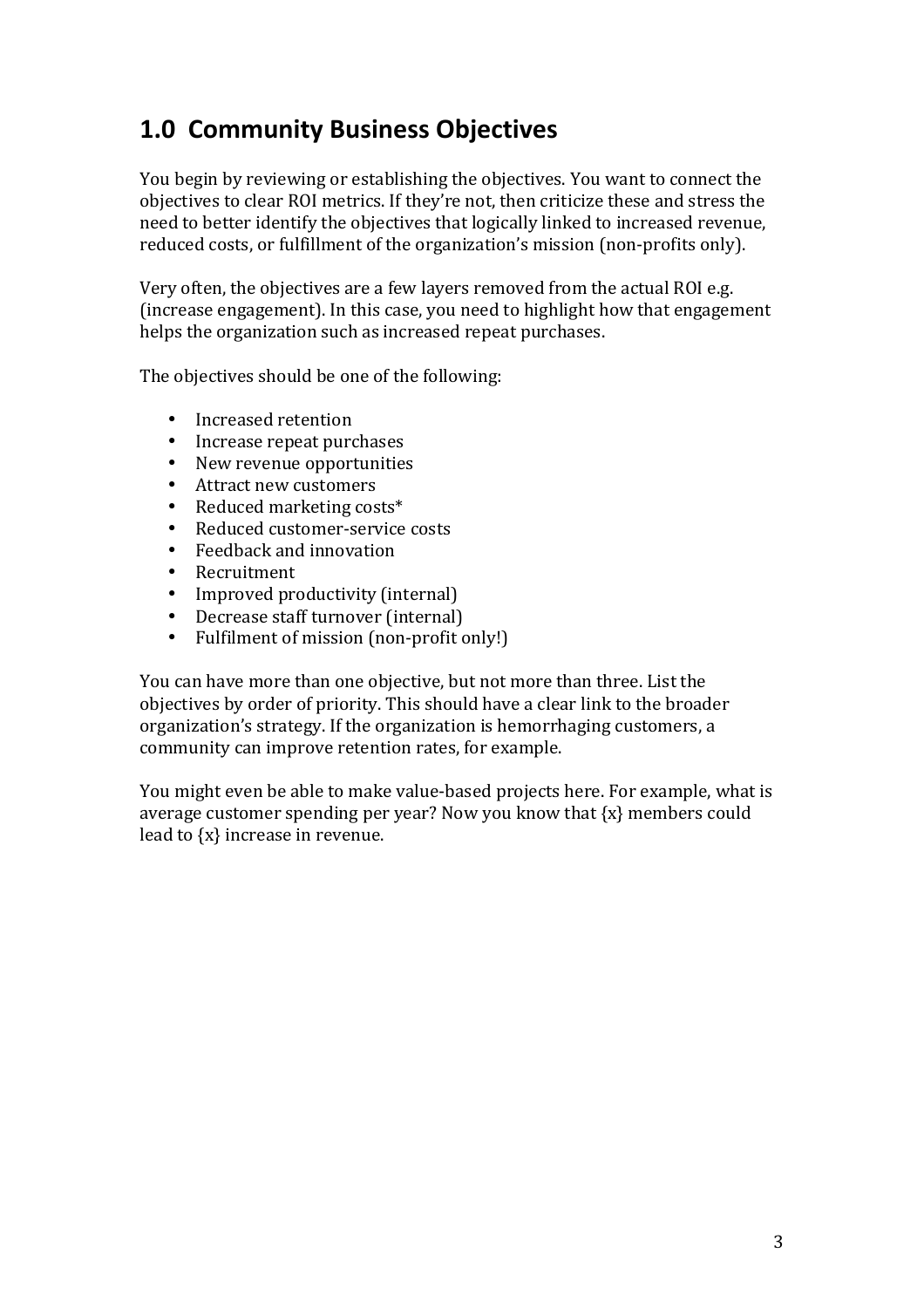## 1.0 Community Business Objectives

You begin by reviewing or establishing the objectives. You want to connect the objectives to clear ROI metrics. If they're not, then criticize these and stress the need to better identify the objectives that logically linked to increased revenue, reduced costs, or fulfillment of the organization's mission (non-profits only).

Very often, the objectives are a few layers removed from the actual ROI e.g. (increase engagement). In this case, you need to highlight how that engagement helps the organization such as increased repeat purchases.

The objectives should be one of the following:

- Increased retention
- Increase repeat purchases
- New revenue opportunities
- Attract new customers
- Reduced marketing costs*
- Reduced customer-service costs
- Feedback and innovation
- Recruitment
- Improved productivity (internal)
- Decrease staff turnover (internal)
- Fulfilment of mission (non-profit only!)

You can have more than one objective, but not more than three. List the objectives by order of priority. This should have a clear link to the broader organization's strategy. If the organization is hemorrhaging customers, a community can improve retention rates, for example.

You might even be able to make value-based projects here. For example, what is average customer spending per year? Now you know that {x} members could lead to {x} increase in revenue.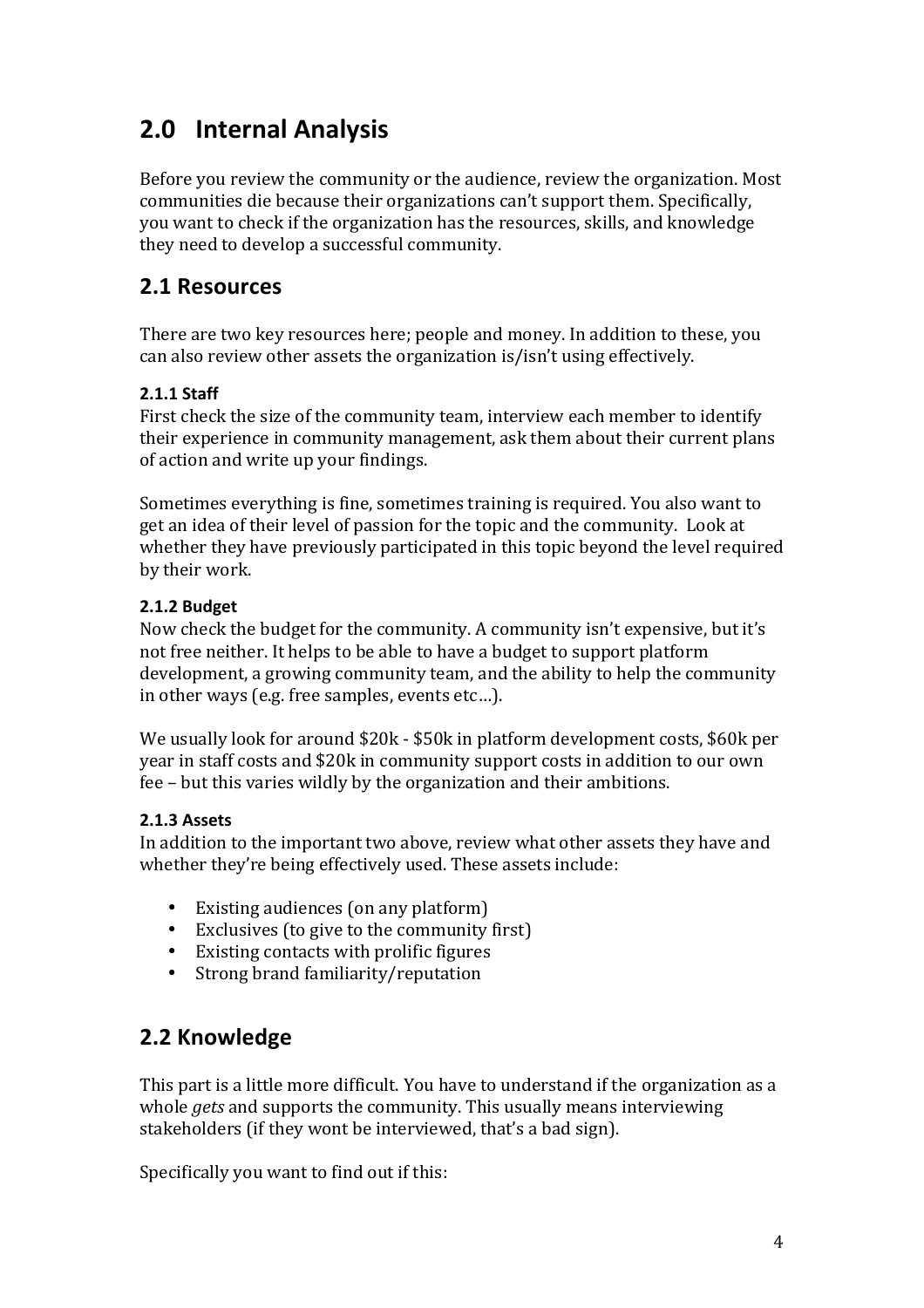# 2.0 Internal Analysis

Before you review the community or the audience, review the organization. Most communities die because their organizations can't support them. Specifically, you want to check if the organization has the resources, skills, and knowledge they need to develop a successful community.

## 2.1 Resources

There are two key resources here; people and money. In addition to these, you can also review other assets the organization is/isn't using effectively.

#### 2.1.1 Staff

First check the size of the community team, interview each member to identify their experience in community management, ask them about their current plans of action and write up your findings.

Sometimes everything is fine, sometimes training is required. You also want to get an idea of their level of passion for the topic and the community. Look at whether they have previously participated in this topic beyond the level required by their work.

#### 2.1.2 Budget

Now check the budget for the community. A community isn't expensive, but it's not free neither. It helps to be able to have a budget to support platform development, a growing community team, and the ability to help the community in other ways (e.g. free samples, events etc…).

We usually look for around $20k - $50k in platform development costs, $60k per year in staff costs and $20k in community support costs in addition to our own fee – but this varies wildly by the organization and their ambitions.

#### 2.1.3 Assets

In addition to the important two above, review what other assets they have and whether they're being effectively used. These assets include:

- Existing audiences (on any platform)
- Exclusives (to give to the community first)
- Existing contacts with prolific figures
- Strong brand familiarity/reputation

## 2.2 Knowledge

This part is a little more difficult. You have to understand if the organization as a whole *gets* and supports the community. This usually means interviewing stakeholders (if they wont be interviewed, that's a bad sign).

Specifically you want to find out if this: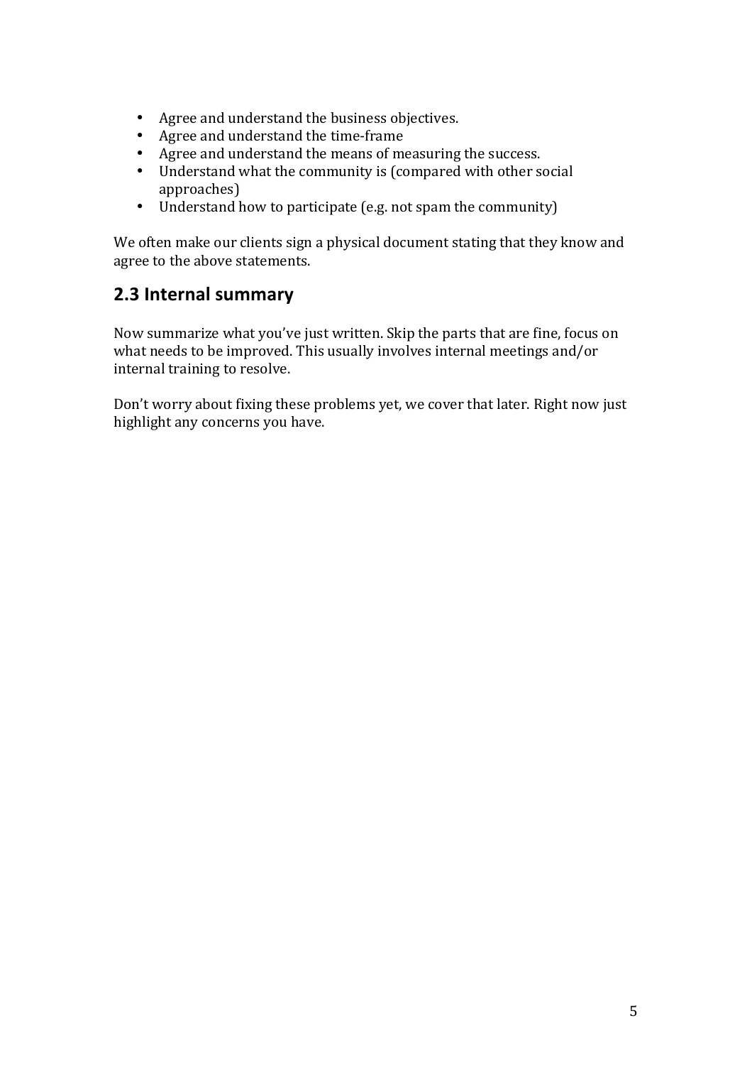- Agree and understand the business objectives.
- Agree and understand the time-frame
- Agree and understand the means of measuring the success.
- Understand what the community is (compared with other social approaches)
- Understand how to participate (e.g. not spam the community)

We often make our clients sign a physical document stating that they know and agree to the above statements.

## 2.3 Internal summary

Now summarize what you've just written. Skip the parts that are fine, focus on what needs to be improved. This usually involves internal meetings and/or internal training to resolve.

Don't worry about fixing these problems yet, we cover that later. Right now just highlight any concerns you have.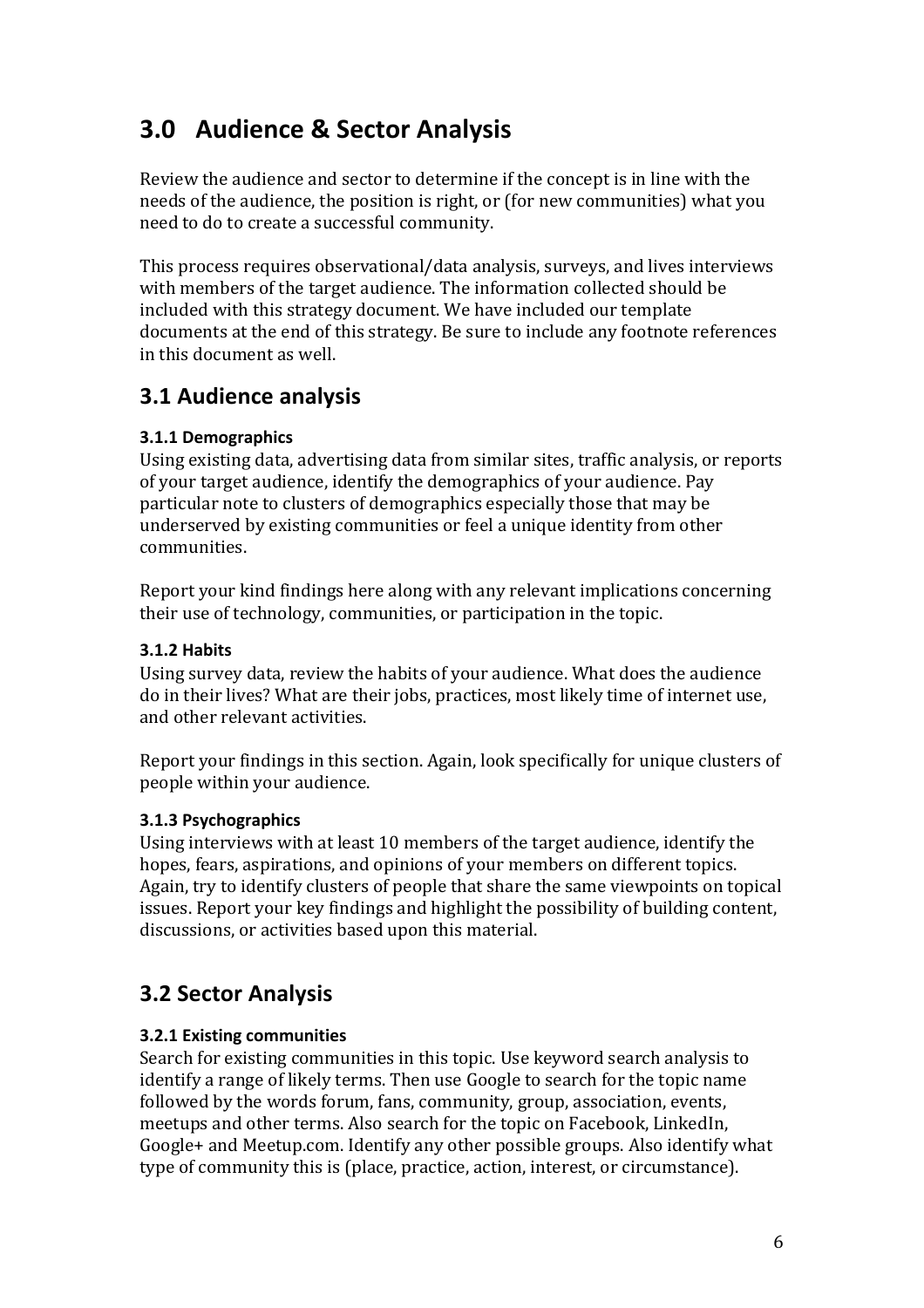# 3.0 Audience & Sector Analysis

Review the audience and sector to determine if the concept is in line with the needs of the audience, the position is right, or (for new communities) what you need to do to create a successful community.

This process requires observational/data analysis, surveys, and lives interviews with members of the target audience. The information collected should be included with this strategy document. We have included our template documents at the end of this strategy. Be sure to include any footnote references in this document as well.

## 3.1 Audience analysis

#### 3.1.1 Demographics

Using existing data, advertising data from similar sites, traffic analysis, or reports of your target audience, identify the demographics of your audience. Pay particular note to clusters of demographics especially those that may be underserved by existing communities or feel a unique identity from other communities.

Report your kind findings here along with any relevant implications concerning their use of technology, communities, or participation in the topic.

#### 3.1.2 Habits

Using survey data, review the habits of your audience. What does the audience do in their lives? What are their jobs, practices, most likely time of internet use, and other relevant activities.

Report your findings in this section. Again, look specifically for unique clusters of people within your audience.

#### 3.1.3 Psychographics

Using interviews with at least 10 members of the target audience, identify the hopes, fears, aspirations, and opinions of your members on different topics. Again, try to identify clusters of people that share the same viewpoints on topical issues. Report your key findings and highlight the possibility of building content, discussions, or activities based upon this material.

## 3.2 Sector Analysis

#### 3.2.1 Existing communities

Search for existing communities in this topic. Use keyword search analysis to identify a range of likely terms. Then use Google to search for the topic name followed by the words forum, fans, community, group, association, events, meetups and other terms. Also search for the topic on Facebook, LinkedIn, Google+ and Meetup.com. Identify any other possible groups. Also identify what type of community this is (place, practice, action, interest, or circumstance).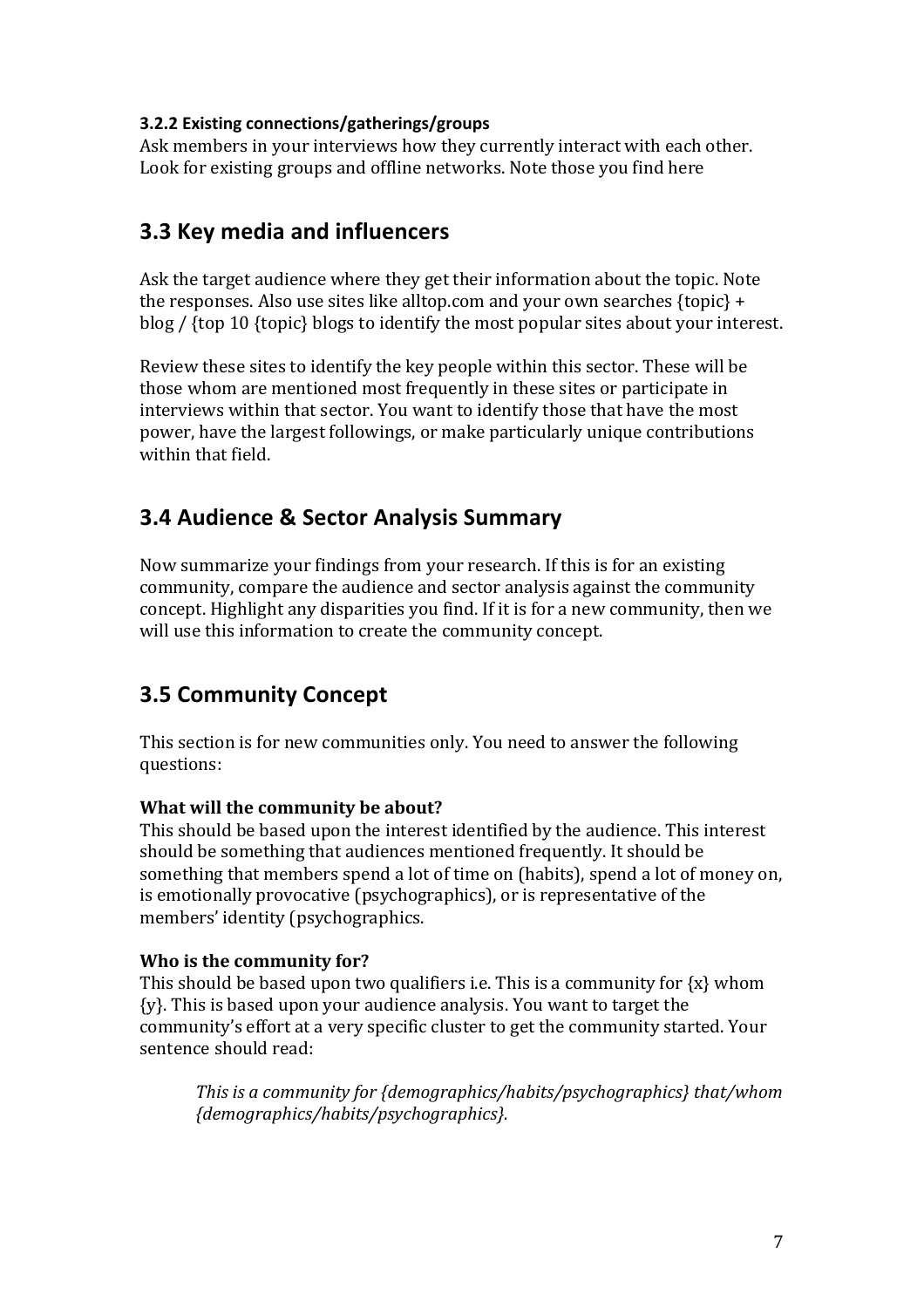#### 3.2.2 Existing connections/gatherings/groups

Ask members in your interviews how they currently interact with each other. Look for existing groups and offline networks. Note those you find here

## 3.3 Key media and influencers

Ask the target audience where they get their information about the topic. Note the responses. Also use sites like alltop.com and your own searches {topic} + blog / {top 10 {topic} blogs to identify the most popular sites about your interest.

Review these sites to identify the key people within this sector. These will be those whom are mentioned most frequently in these sites or participate in interviews within that sector. You want to identify those that have the most power, have the largest followings, or make particularly unique contributions within that field.

## 3.4 Audience & Sector Analysis Summary

Now summarize your findings from your research. If this is for an existing community, compare the audience and sector analysis against the community concept. Highlight any disparities you find. If it is for a new community, then we will use this information to create the community concept.

## 3.5 Community Concept

This section is for new communities only. You need to answer the following questions:

**What will the community be about?**
This should be based upon the interest identified by the audience. This interest should be something that audiences mentioned frequently. It should be something that members spend a lot of time on (habits), spend a lot of money on, is emotionally provocative (psychographics), or is representative of the members' identity (psychographics.

**Who is the community for?**
This should be based upon two qualifiers i.e. This is a community for {x} whom {y}. This is based upon your audience analysis. You want to target the community's effort at a very specific cluster to get the community started. Your sentence should read:

> *This is a community for {demographics/habits/psychographics} that/whom {demographics/habits/psychographics}.*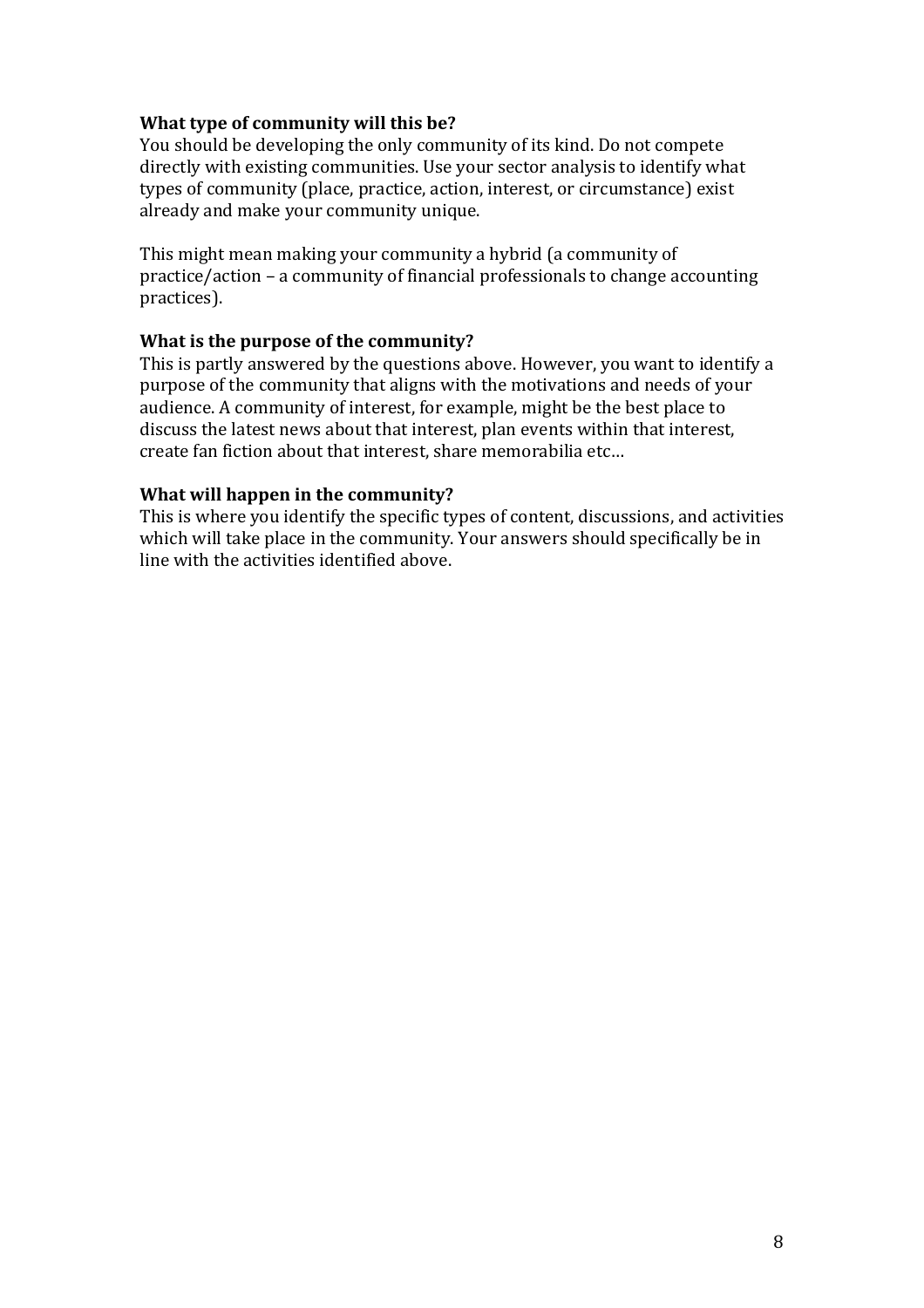**What type of community will this be?**
You should be developing the only community of its kind. Do not compete directly with existing communities. Use your sector analysis to identify what types of community (place, practice, action, interest, or circumstance) exist already and make your community unique.

This might mean making your community a hybrid (a community of practice/action – a community of financial professionals to change accounting practices).

**What is the purpose of the community?**
This is partly answered by the questions above. However, you want to identify a purpose of the community that aligns with the motivations and needs of your audience. A community of interest, for example, might be the best place to discuss the latest news about that interest, plan events within that interest, create fan fiction about that interest, share memorabilia etc…

**What will happen in the community?**
This is where you identify the specific types of content, discussions, and activities which will take place in the community. Your answers should specifically be in line with the activities identified above.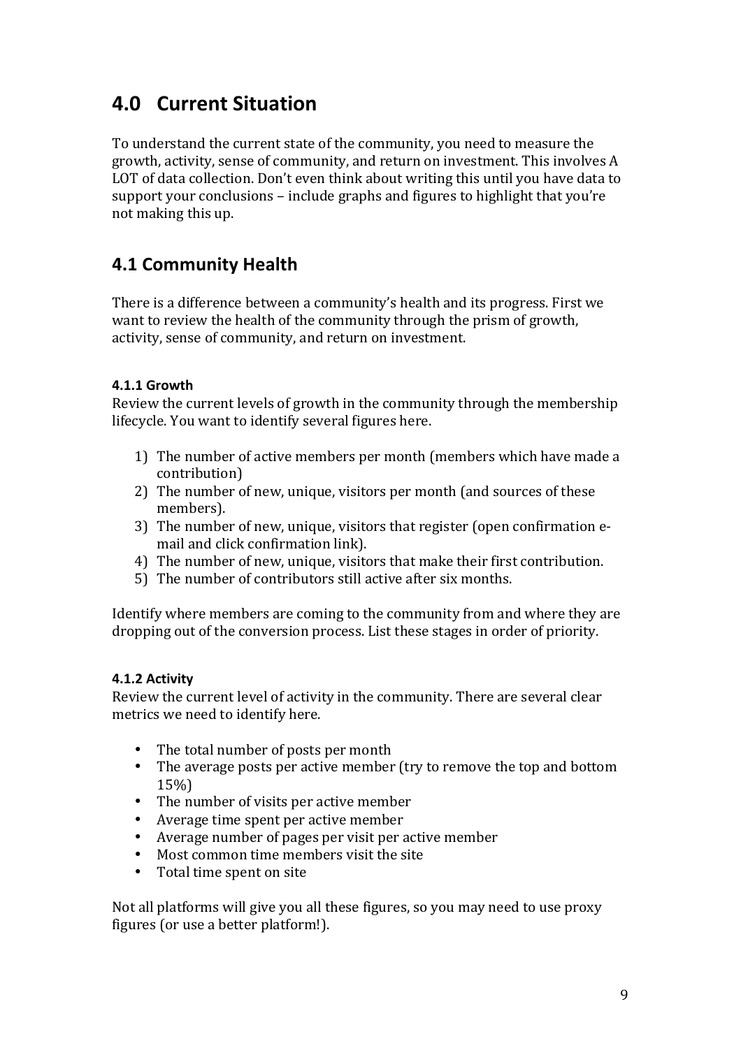# 4.0 Current Situation

To understand the current state of the community, you need to measure the growth, activity, sense of community, and return on investment. This involves A LOT of data collection. Don't even think about writing this until you have data to support your conclusions – include graphs and figures to highlight that you're not making this up.

## 4.1 Community Health

There is a difference between a community's health and its progress. First we want to review the health of the community through the prism of growth, activity, sense of community, and return on investment.

#### 4.1.1 Growth

Review the current levels of growth in the community through the membership lifecycle. You want to identify several figures here.

1) The number of active members per month (members which have made a contribution)
2) The number of new, unique, visitors per month (and sources of these members).
3) The number of new, unique, visitors that register (open confirmation e-mail and click confirmation link).
4) The number of new, unique, visitors that make their first contribution.
5) The number of contributors still active after six months.

Identify where members are coming to the community from and where they are dropping out of the conversion process. List these stages in order of priority.

#### 4.1.2 Activity

Review the current level of activity in the community. There are several clear metrics we need to identify here.

- The total number of posts per month
- The average posts per active member (try to remove the top and bottom 15%)
- The number of visits per active member
- Average time spent per active member
- Average number of pages per visit per active member
- Most common time members visit the site
- Total time spent on site

Not all platforms will give you all these figures, so you may need to use proxy figures (or use a better platform!).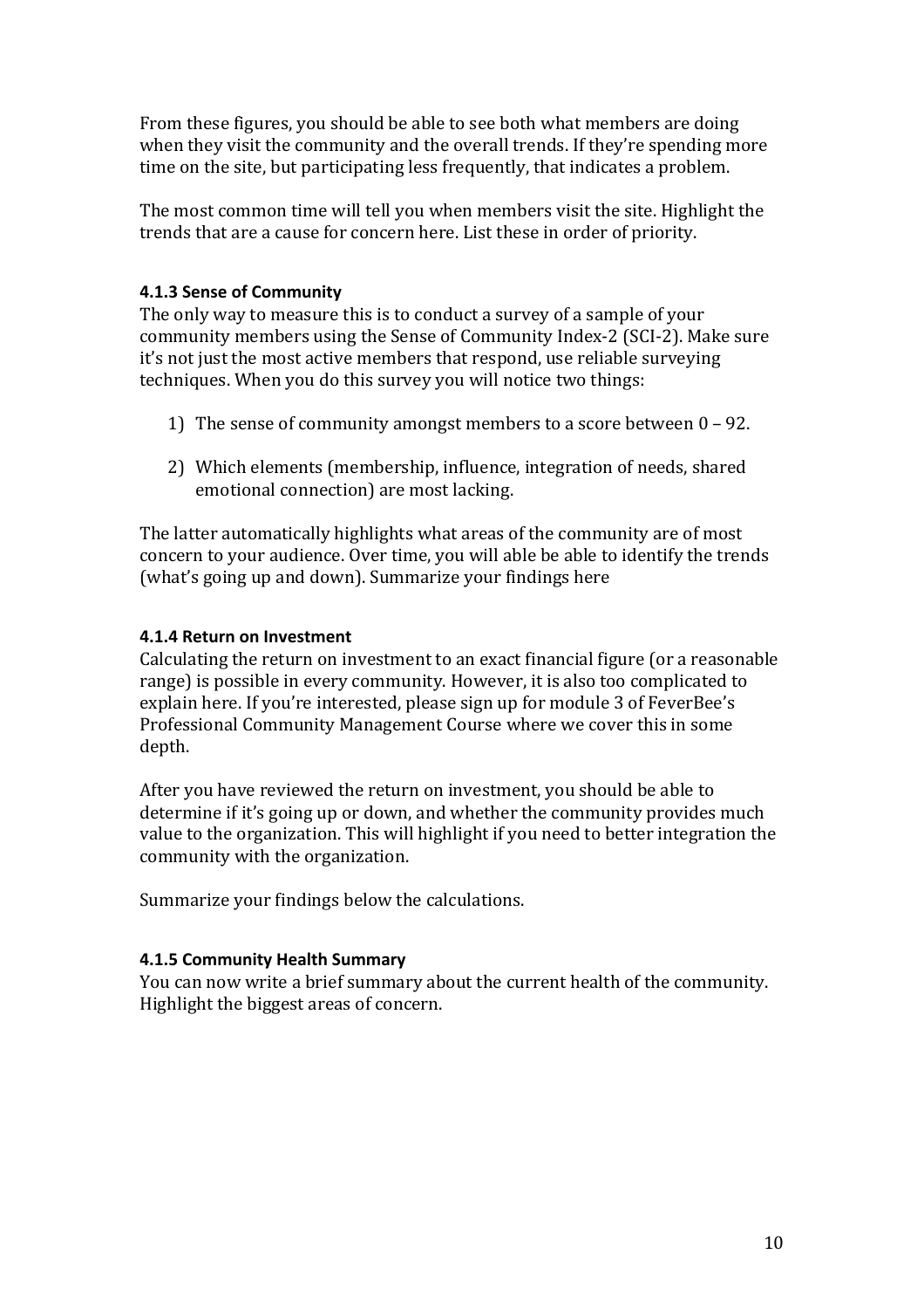From these figures, you should be able to see both what members are doing when they visit the community and the overall trends. If they're spending more time on the site, but participating less frequently, that indicates a problem.

The most common time will tell you when members visit the site. Highlight the trends that are a cause for concern here. List these in order of priority.

#### 4.1.3 Sense of Community

The only way to measure this is to conduct a survey of a sample of your community members using the Sense of Community Index-2 (SCI-2). Make sure it's not just the most active members that respond, use reliable surveying techniques. When you do this survey you will notice two things:

1) The sense of community amongst members to a score between 0 – 92.

2) Which elements (membership, influence, integration of needs, shared emotional connection) are most lacking.

The latter automatically highlights what areas of the community are of most concern to your audience. Over time, you will able be able to identify the trends (what's going up and down). Summarize your findings here

#### 4.1.4 Return on Investment

Calculating the return on investment to an exact financial figure (or a reasonable range) is possible in every community. However, it is also too complicated to explain here. If you're interested, please sign up for module 3 of FeverBee's Professional Community Management Course where we cover this in some depth.

After you have reviewed the return on investment, you should be able to determine if it's going up or down, and whether the community provides much value to the organization. This will highlight if you need to better integration the community with the organization.

Summarize your findings below the calculations.

#### 4.1.5 Community Health Summary

You can now write a brief summary about the current health of the community. Highlight the biggest areas of concern.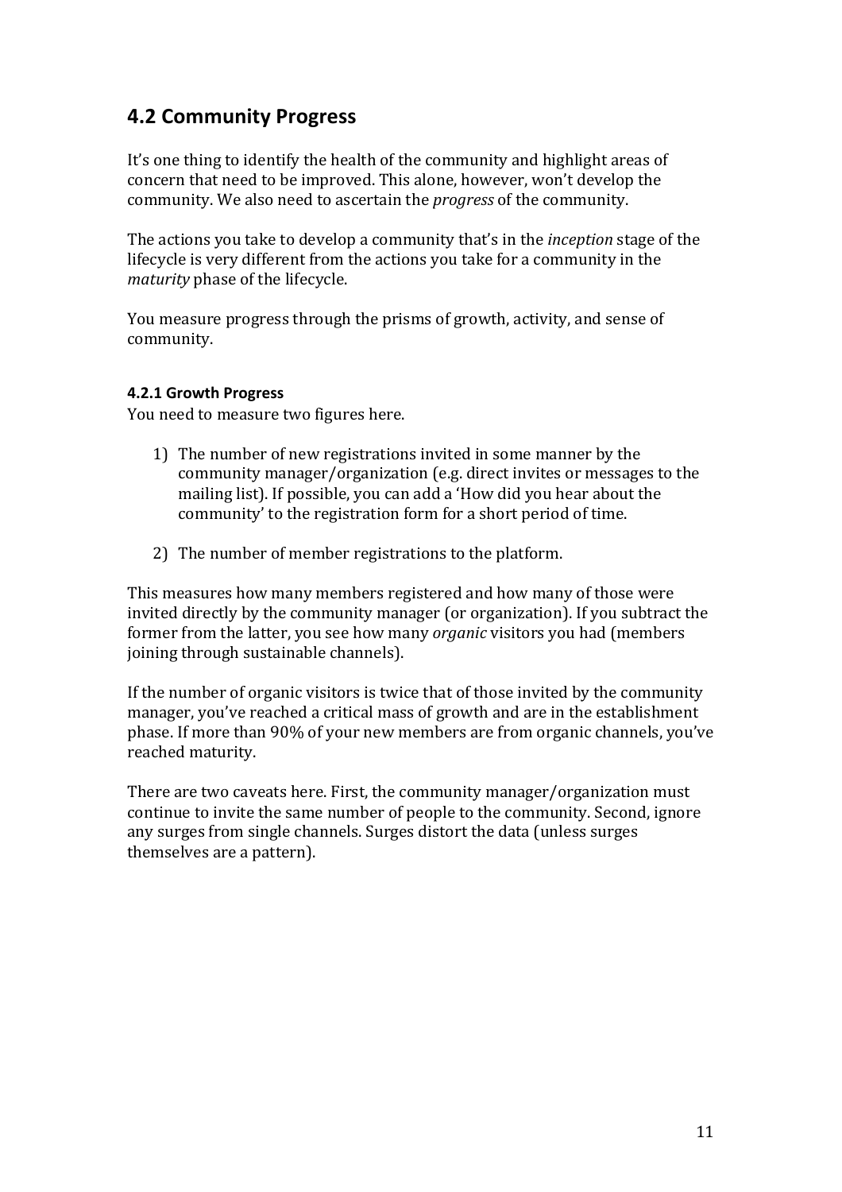## 4.2 Community Progress

It's one thing to identify the health of the community and highlight areas of concern that need to be improved. This alone, however, won't develop the community. We also need to ascertain the *progress* of the community.

The actions you take to develop a community that's in the *inception* stage of the lifecycle is very different from the actions you take for a community in the *maturity* phase of the lifecycle.

You measure progress through the prisms of growth, activity, and sense of community.

#### 4.2.1 Growth Progress

You need to measure two figures here.

1) The number of new registrations invited in some manner by the community manager/organization (e.g. direct invites or messages to the mailing list). If possible, you can add a 'How did you hear about the community' to the registration form for a short period of time.

2) The number of member registrations to the platform.

This measures how many members registered and how many of those were invited directly by the community manager (or organization). If you subtract the former from the latter, you see how many *organic* visitors you had (members joining through sustainable channels).

If the number of organic visitors is twice that of those invited by the community manager, you've reached a critical mass of growth and are in the establishment phase. If more than 90% of your new members are from organic channels, you've reached maturity.

There are two caveats here. First, the community manager/organization must continue to invite the same number of people to the community. Second, ignore any surges from single channels. Surges distort the data (unless surges themselves are a pattern).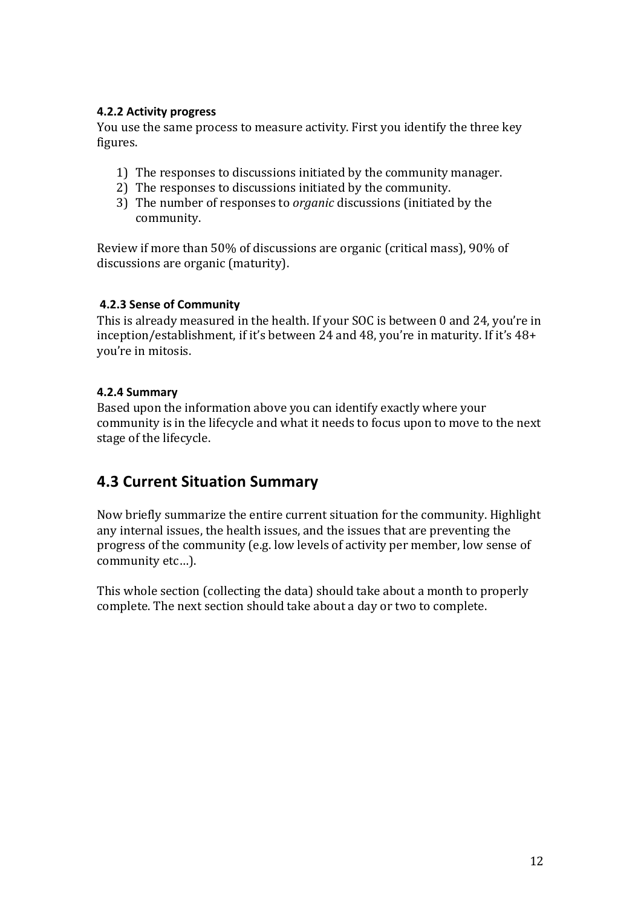#### 4.2.2 Activity progress

You use the same process to measure activity. First you identify the three key figures.

1) The responses to discussions initiated by the community manager.
2) The responses to discussions initiated by the community.
3) The number of responses to *organic* discussions (initiated by the community.

Review if more than 50% of discussions are organic (critical mass), 90% of discussions are organic (maturity).

#### 4.2.3 Sense of Community

This is already measured in the health. If your SOC is between 0 and 24, you're in inception/establishment, if it's between 24 and 48, you're in maturity. If it's 48+ you're in mitosis.

#### 4.2.4 Summary

Based upon the information above you can identify exactly where your community is in the lifecycle and what it needs to focus upon to move to the next stage of the lifecycle.

## 4.3 Current Situation Summary

Now briefly summarize the entire current situation for the community. Highlight any internal issues, the health issues, and the issues that are preventing the progress of the community (e.g. low levels of activity per member, low sense of community etc…).

This whole section (collecting the data) should take about a month to properly complete. The next section should take about a day or two to complete.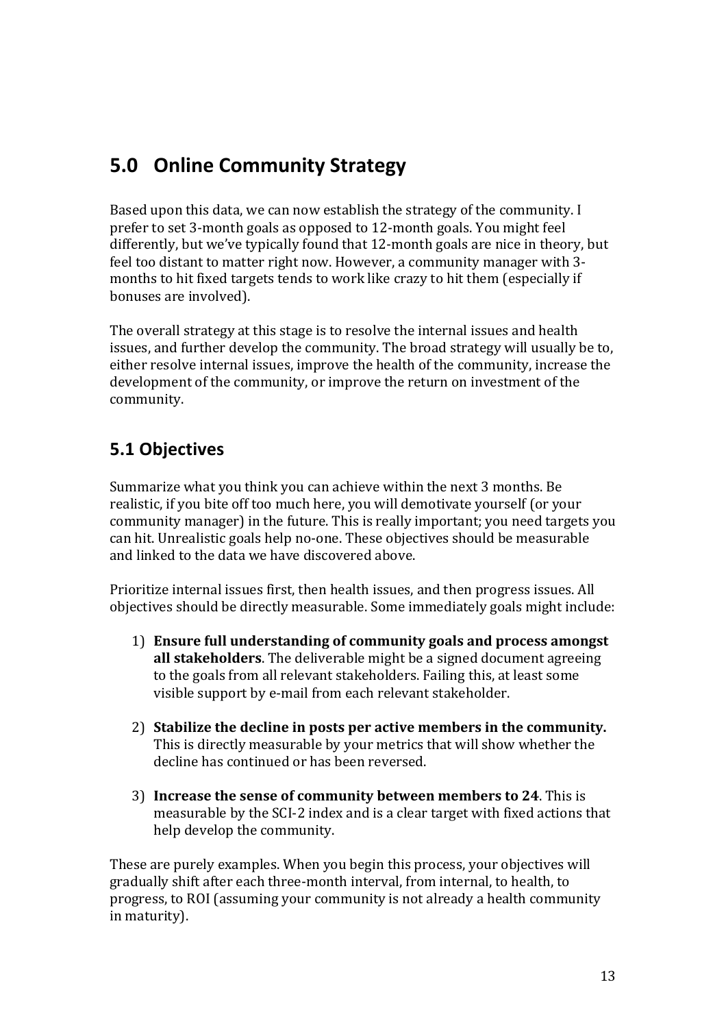## 5.0 Online Community Strategy

Based upon this data, we can now establish the strategy of the community. I prefer to set 3-month goals as opposed to 12-month goals. You might feel differently, but we've typically found that 12-month goals are nice in theory, but feel too distant to matter right now. However, a community manager with 3-months to hit fixed targets tends to work like crazy to hit them (especially if bonuses are involved).

The overall strategy at this stage is to resolve the internal issues and health issues, and further develop the community. The broad strategy will usually be to, either resolve internal issues, improve the health of the community, increase the development of the community, or improve the return on investment of the community.

### 5.1 Objectives

Summarize what you think you can achieve within the next 3 months. Be realistic, if you bite off too much here, you will demotivate yourself (or your community manager) in the future. This is really important; you need targets you can hit. Unrealistic goals help no-one. These objectives should be measurable and linked to the data we have discovered above.

Prioritize internal issues first, then health issues, and then progress issues. All objectives should be directly measurable. Some immediately goals might include:

1) **Ensure full understanding of community goals and process amongst all stakeholders**. The deliverable might be a signed document agreeing to the goals from all relevant stakeholders. Failing this, at least some visible support by e-mail from each relevant stakeholder.

2) **Stabilize the decline in posts per active members in the community.** This is directly measurable by your metrics that will show whether the decline has continued or has been reversed.

3) **Increase the sense of community between members to 24**. This is measurable by the SCI-2 index and is a clear target with fixed actions that help develop the community.

These are purely examples. When you begin this process, your objectives will gradually shift after each three-month interval, from internal, to health, to progress, to ROI (assuming your community is not already a health community in maturity).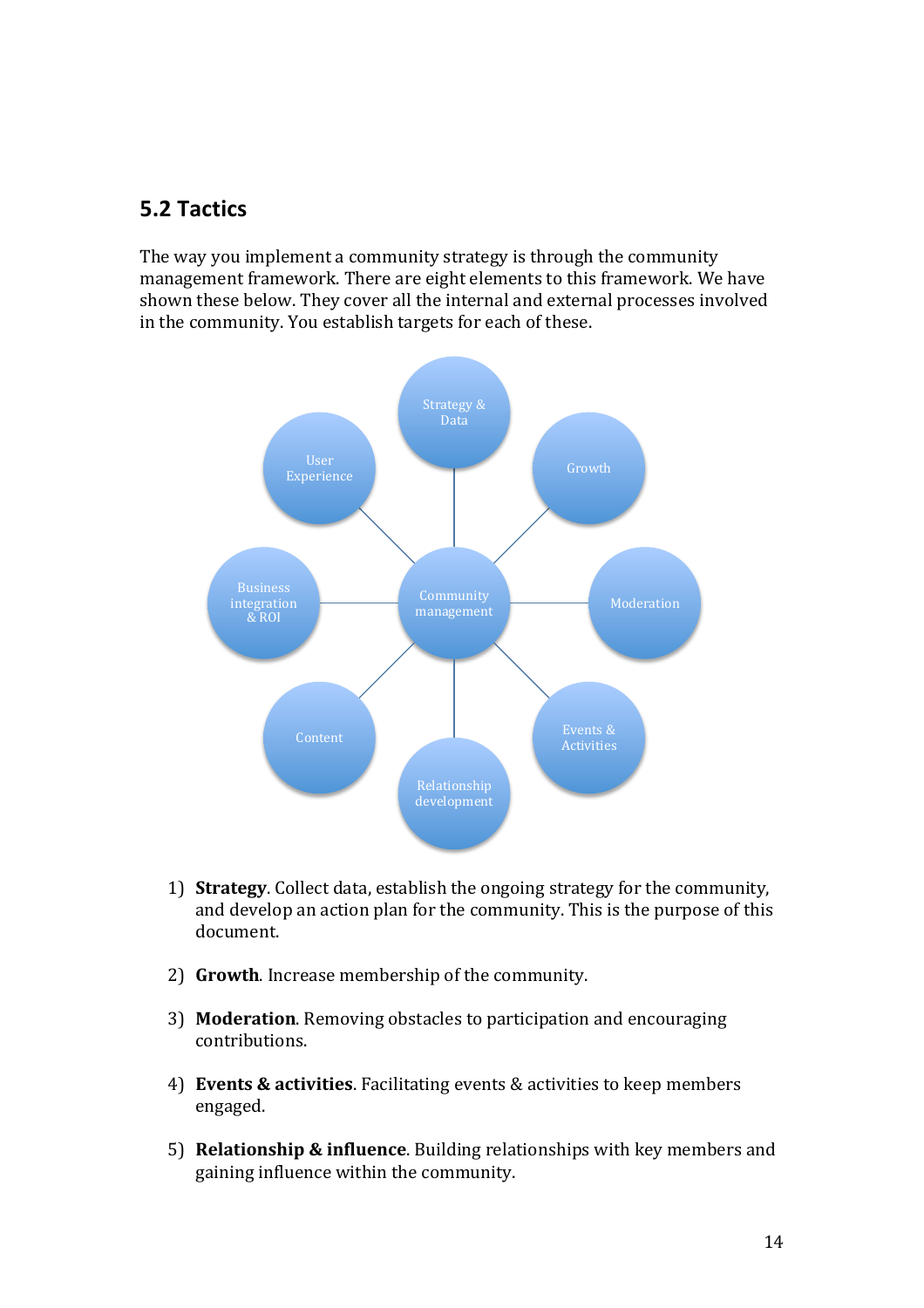## 5.2 Tactics

The way you implement a community strategy is through the community management framework. There are eight elements to this framework. We have shown these below. They cover all the internal and external processes involved in the community. You establish targets for each of these.

Community management

Strategy & Data

Growth

Moderation

Events & Activities

Relationship development

Content

Business integration & ROI

User Experience

1) **Strategy**. Collect data, establish the ongoing strategy for the community, and develop an action plan for the community. This is the purpose of this document.

2) **Growth**. Increase membership of the community.

3) **Moderation**. Removing obstacles to participation and encouraging contributions.

4) **Events & activities**. Facilitating events & activities to keep members engaged.

5) **Relationship & influence**. Building relationships with key members and gaining influence within the community.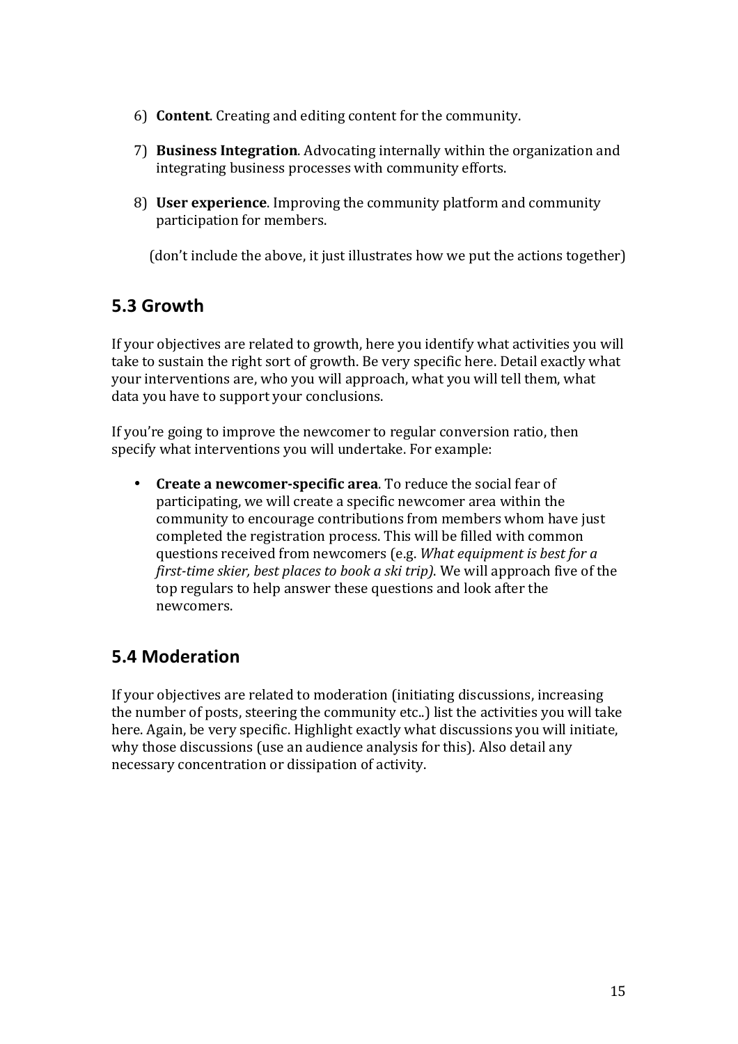6) **Content**. Creating and editing content for the community.

7) **Business Integration**. Advocating internally within the organization and integrating business processes with community efforts.

8) **User experience**. Improving the community platform and community participation for members.

(don't include the above, it just illustrates how we put the actions together)

## 5.3 Growth

If your objectives are related to growth, here you identify what activities you will take to sustain the right sort of growth. Be very specific here. Detail exactly what your interventions are, who you will approach, what you will tell them, what data you have to support your conclusions.

If you're going to improve the newcomer to regular conversion ratio, then specify what interventions you will undertake. For example:

- **Create a newcomer-specific area**. To reduce the social fear of participating, we will create a specific newcomer area within the community to encourage contributions from members whom have just completed the registration process. This will be filled with common questions received from newcomers (e.g. *What equipment is best for a first-time skier, best places to book a ski trip)*. We will approach five of the top regulars to help answer these questions and look after the newcomers.

## 5.4 Moderation

If your objectives are related to moderation (initiating discussions, increasing the number of posts, steering the community etc..) list the activities you will take here. Again, be very specific. Highlight exactly what discussions you will initiate, why those discussions (use an audience analysis for this). Also detail any necessary concentration or dissipation of activity.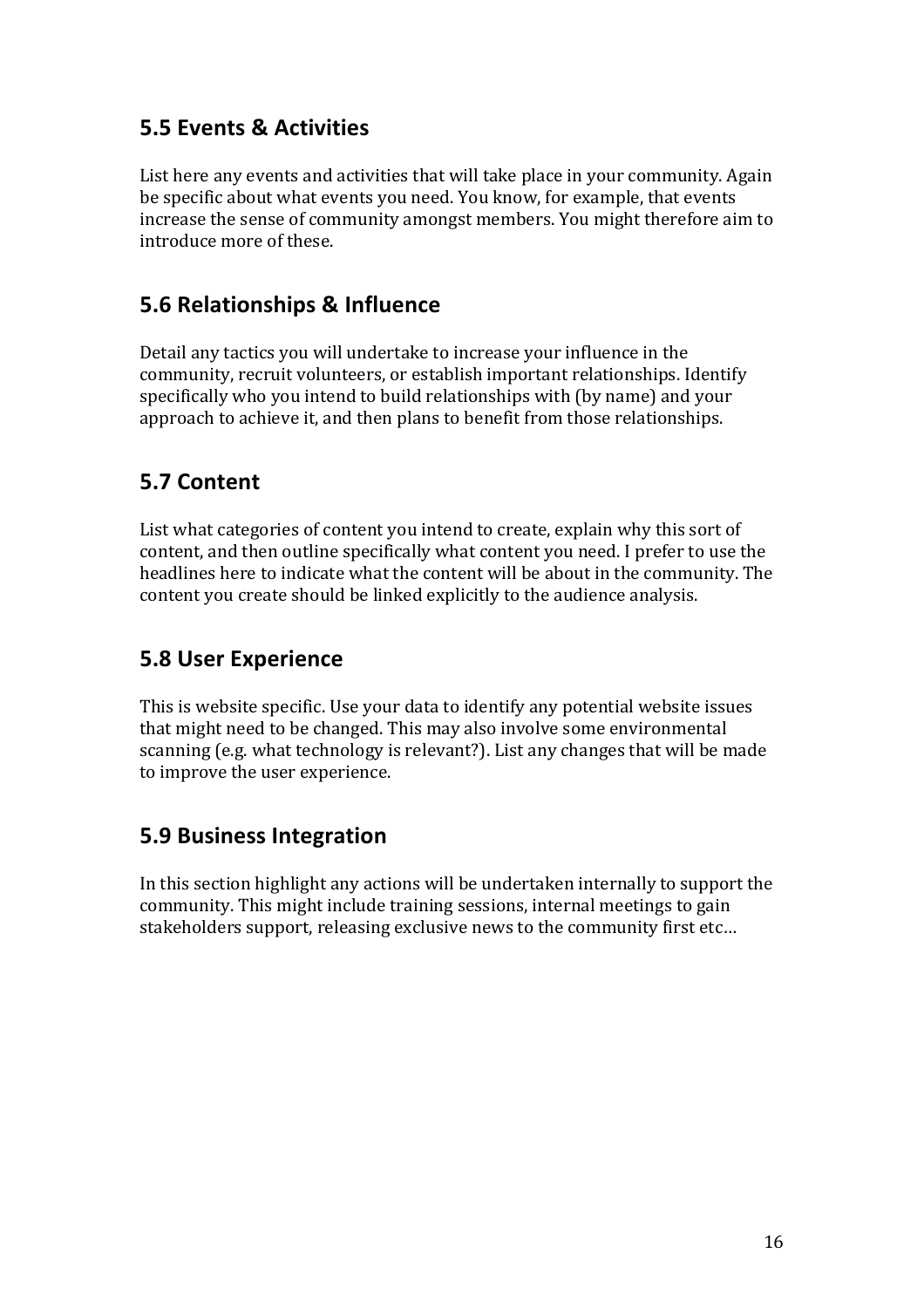## 5.5 Events & Activities

List here any events and activities that will take place in your community. Again be specific about what events you need. You know, for example, that events increase the sense of community amongst members. You might therefore aim to introduce more of these.

## 5.6 Relationships & Influence

Detail any tactics you will undertake to increase your influence in the community, recruit volunteers, or establish important relationships. Identify specifically who you intend to build relationships with (by name) and your approach to achieve it, and then plans to benefit from those relationships.

## 5.7 Content

List what categories of content you intend to create, explain why this sort of content, and then outline specifically what content you need. I prefer to use the headlines here to indicate what the content will be about in the community. The content you create should be linked explicitly to the audience analysis.

## 5.8 User Experience

This is website specific. Use your data to identify any potential website issues that might need to be changed. This may also involve some environmental scanning (e.g. what technology is relevant?). List any changes that will be made to improve the user experience.

## 5.9 Business Integration

In this section highlight any actions will be undertaken internally to support the community. This might include training sessions, internal meetings to gain stakeholders support, releasing exclusive news to the community first etc…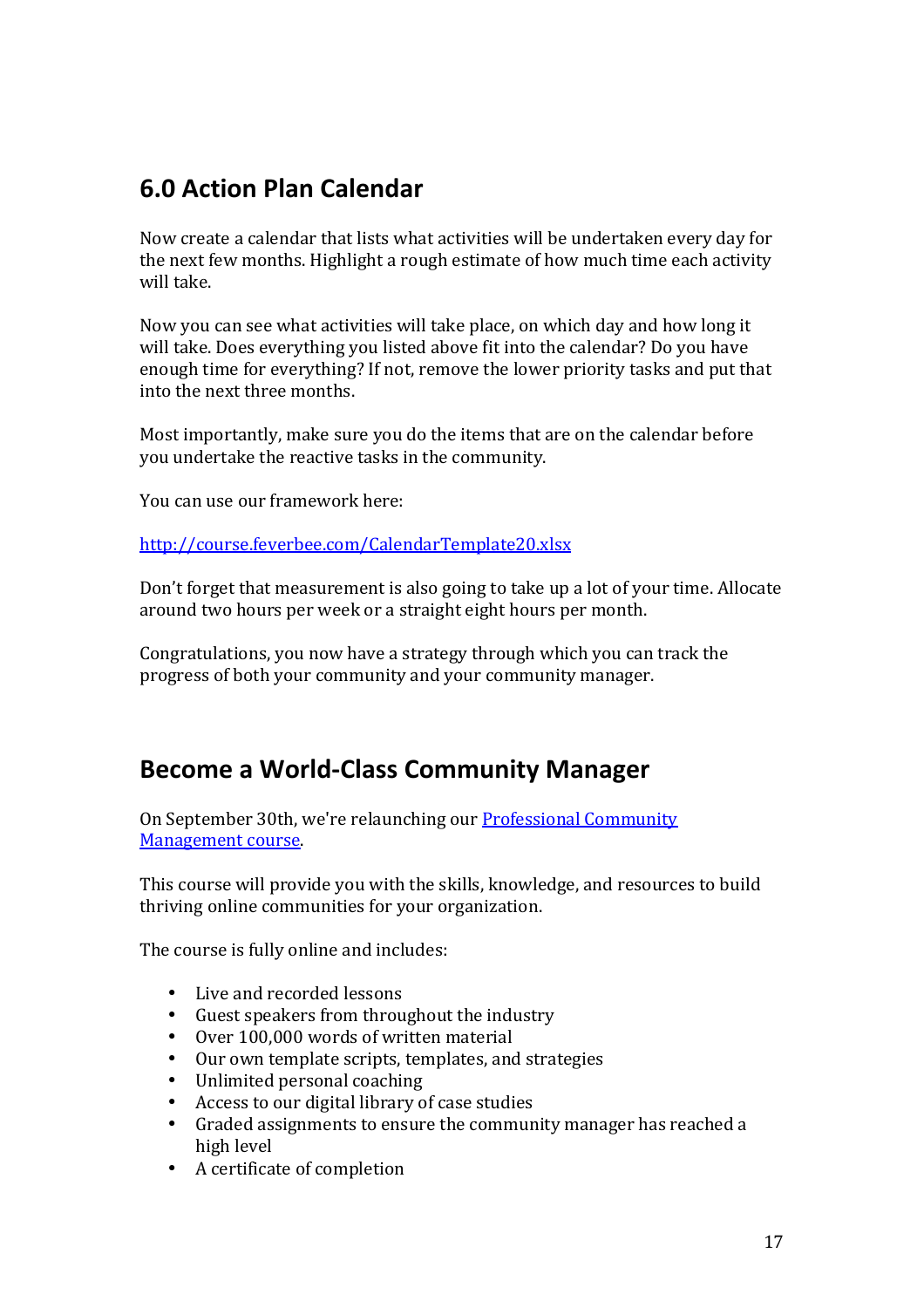## 6.0 Action Plan Calendar

Now create a calendar that lists what activities will be undertaken every day for the next few months. Highlight a rough estimate of how much time each activity will take.

Now you can see what activities will take place, on which day and how long it will take. Does everything you listed above fit into the calendar? Do you have enough time for everything? If not, remove the lower priority tasks and put that into the next three months.

Most importantly, make sure you do the items that are on the calendar before you undertake the reactive tasks in the community.

You can use our framework here:

[http://course.feverbee.com/CalendarTemplate20.xlsx](http://course.feverbee.com/CalendarTemplate20.xlsx)

Don't forget that measurement is also going to take up a lot of your time. Allocate around two hours per week or a straight eight hours per month.

Congratulations, you now have a strategy through which you can track the progress of both your community and your community manager.

## Become a World-Class Community Manager

On September 30th, we're relaunching our [Professional Community Management course](#).

This course will provide you with the skills, knowledge, and resources to build thriving online communities for your organization.

The course is fully online and includes:

- Live and recorded lessons
- Guest speakers from throughout the industry
- Over 100,000 words of written material
- Our own template scripts, templates, and strategies
- Unlimited personal coaching
- Access to our digital library of case studies
- Graded assignments to ensure the community manager has reached a high level
- A certificate of completion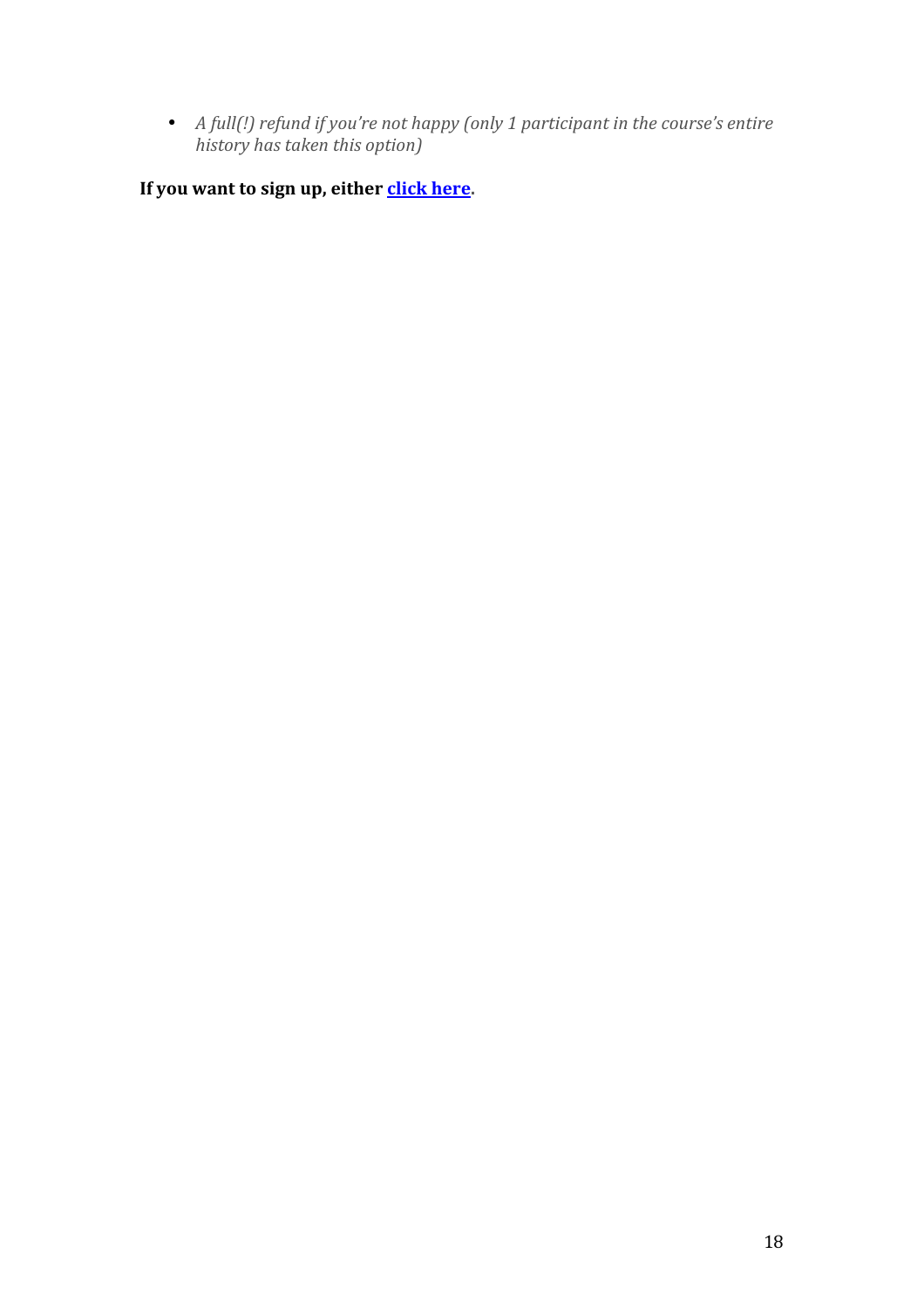- *A full(!) refund if you're not happy (only 1 participant in the course's entire history has taken this option)*

**If you want to sign up, either click here.**